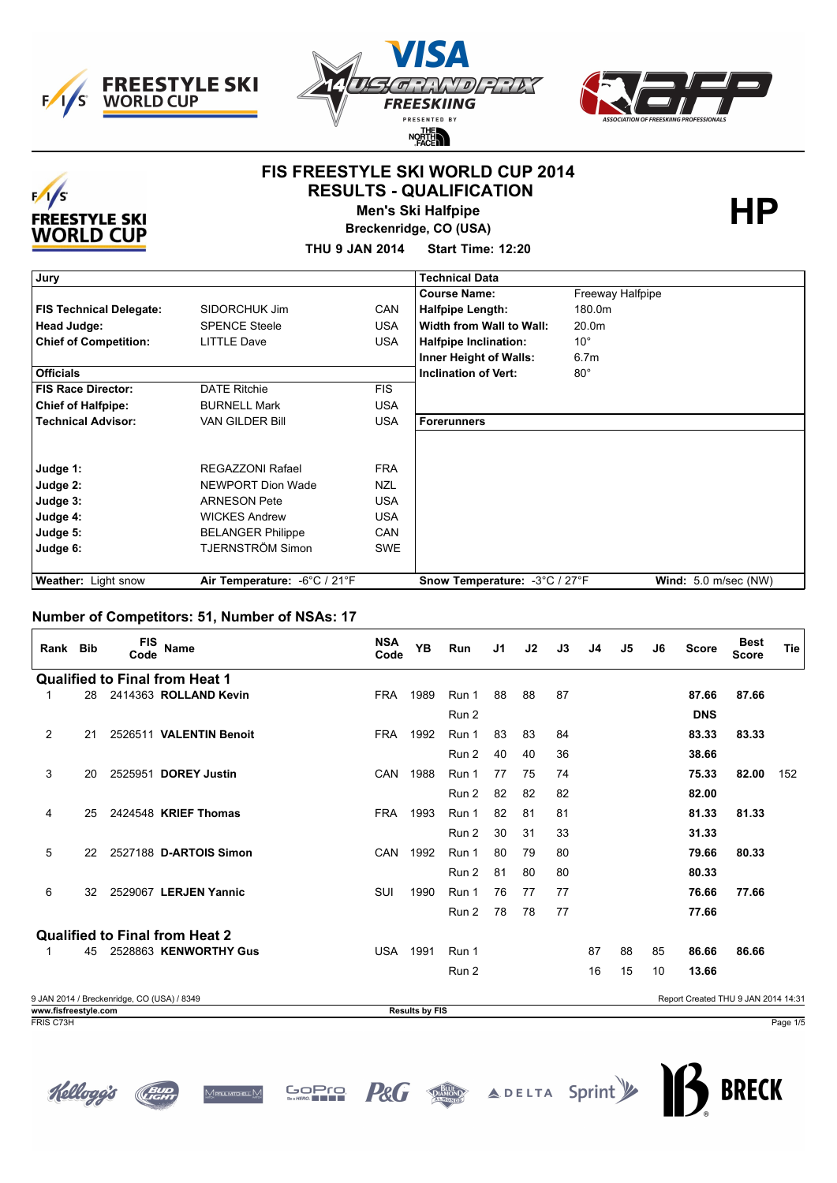# FIS FREESTYLE SKI WORLD CUP 2014

## RESULTS - QUALIFICATION

**Men's Ski Halfpipe**

**Breckenridge, CO (USA)**

**THU 9 JAN 2014 Start Time: 12:20**

**HP**

| Jury | | | Technical Data | |
|---|---|---|---|---|
| **FIS Technical Delegate:** | SIDORCHUK Jim | CAN | **Course Name:** | Freeway Halfpipe |
| **Head Judge:** | SPENCE Steele | USA | **Halfpipe Length:** | 180.0m |
| **Chief of Competition:** | LITTLE Dave | USA | **Width from Wall to Wall:** | 20.0m |
| | | | **Halfpipe Inclination:** | 10° |
| | | | **Inner Height of Walls:** | 6.7m |
| **Officials** | | | **Inclination of Vert:** | 80° |
| **FIS Race Director:** | DATE Ritchie | FIS | | |
| **Chief of Halfpipe:** | BURNELL Mark | USA | | |
| **Technical Advisor:** | VAN GILDER Bill | USA | **Forerunners** | |
| **Judge 1:** | REGAZZONI Rafael | FRA | | |
| **Judge 2:** | NEWPORT Dion Wade | NZL | | |
| **Judge 3:** | ARNESON Pete | USA | | |
| **Judge 4:** | WICKES Andrew | USA | | |
| **Judge 5:** | BELANGER Philippe | CAN | | |
| **Judge 6:** | TJERNSTRÖM Simon | SWE | | |
| **Weather:** Light snow | **Air Temperature:** -6°C / 21°F | | **Snow Temperature:** -3°C / 27°F | **Wind:** 5.0 m/sec (NW) |

## Number of Competitors: 51, Number of NSAs: 17

| Rank | Bib | FIS Code | Name | NSA Code | YB | Run | J1 | J2 | J3 | J4 | J5 | J6 | Score | Best Score | Tie |
|---|---|---|---|---|---|---|---|---|---|---|---|---|---|---|---|
| **Qualified to Final from Heat 1** | | | | | | | | | | | | | | | |
| 1 | 28 | 2414363 | **ROLLAND Kevin** | FRA | 1989 | Run 1 | 88 | 88 | 87 | | | | **87.66** | **87.66** | |
| | | | | | | Run 2 | | | | | | | **DNS** | | |
| 2 | 21 | 2526511 | **VALENTIN Benoit** | FRA | 1992 | Run 1 | 83 | 83 | 84 | | | | **83.33** | **83.33** | |
| | | | | | | Run 2 | 40 | 40 | 36 | | | | **38.66** | | |
| 3 | 20 | 2525951 | **DOREY Justin** | CAN | 1988 | Run 1 | 77 | 75 | 74 | | | | **75.33** | **82.00** | 152 |
| | | | | | | Run 2 | 82 | 82 | 82 | | | | **82.00** | | |
| 4 | 25 | 2424548 | **KRIEF Thomas** | FRA | 1993 | Run 1 | 82 | 81 | 81 | | | | **81.33** | **81.33** | |
| | | | | | | Run 2 | 30 | 31 | 33 | | | | **31.33** | | |
| 5 | 22 | 2527188 | **D-ARTOIS Simon** | CAN | 1992 | Run 1 | 80 | 79 | 80 | | | | **79.66** | **80.33** | |
| | | | | | | Run 2 | 81 | 80 | 80 | | | | **80.33** | | |
| 6 | 32 | 2529067 | **LERJEN Yannic** | SUI | 1990 | Run 1 | 76 | 77 | 77 | | | | **76.66** | **77.66** | |
| | | | | | | Run 2 | 78 | 78 | 77 | | | | **77.66** | | |
| **Qualified to Final from Heat 2** | | | | | | | | | | | | | | | |
| 1 | 45 | 2528863 | **KENWORTHY Gus** | USA | 1991 | Run 1 | | | | 87 | 88 | 85 | **86.66** | **86.66** | |
| | | | | | | Run 2 | | | | 16 | 15 | 10 | **13.66** | | |

9 JAN 2014 / Breckenridge, CO (USA) / 8349

Report Created THU 9 JAN 2014 14:31

www.fisfreestyle.com

Results by FIS

FRIS C73H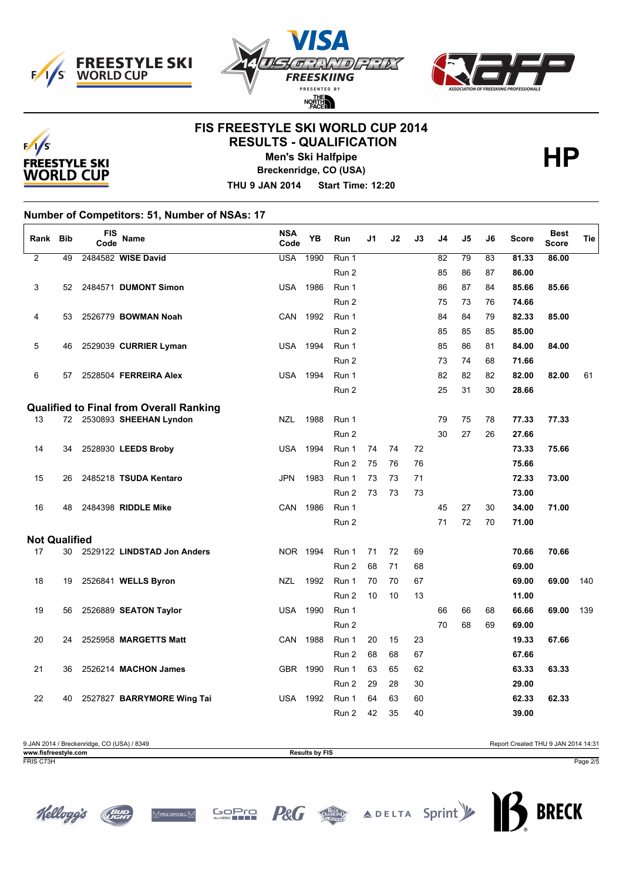# FIS FREESTYLE SKI WORLD CUP 2014

## RESULTS - QUALIFICATION

**Men's Ski Halfpipe**

**Breckenridge, CO (USA)**

**THU 9 JAN 2014 Start Time: 12:20**

**HP**

### Number of Competitors: 51, Number of NSAs: 17

| Rank | Bib | FIS Code | Name | NSA Code | YB | Run | J1 | J2 | J3 | J4 | J5 | J6 | Score | Best Score | Tie |
|---|---|---|---|---|---|---|---|---|---|---|---|---|---|---|---|
| 2 | 49 | 2484582 | **WISE David** | USA | 1990 | Run 1 | | | | 82 | 79 | 83 | **81.33** | **86.00** | |
| | | | | | | Run 2 | | | | 85 | 86 | 87 | **86.00** | | |
| 3 | 52 | 2484571 | **DUMONT Simon** | USA | 1986 | Run 1 | | | | 86 | 87 | 84 | **85.66** | **85.66** | |
| | | | | | | Run 2 | | | | 75 | 73 | 76 | **74.66** | | |
| 4 | 53 | 2526779 | **BOWMAN Noah** | CAN | 1992 | Run 1 | | | | 84 | 84 | 79 | **82.33** | **85.00** | |
| | | | | | | Run 2 | | | | 85 | 85 | 85 | **85.00** | | |
| 5 | 46 | 2529039 | **CURRIER Lyman** | USA | 1994 | Run 1 | | | | 85 | 86 | 81 | **84.00** | **84.00** | |
| | | | | | | Run 2 | | | | 73 | 74 | 68 | **71.66** | | |
| 6 | 57 | 2528504 | **FERREIRA Alex** | USA | 1994 | Run 1 | | | | 82 | 82 | 82 | **82.00** | **82.00** | 61 |
| | | | | | | Run 2 | | | | 25 | 31 | 30 | **28.66** | | |
| **Qualified to Final from Overall Ranking** | | | | | | | | | | | | | | | |
| 13 | 72 | 2530893 | **SHEEHAN Lyndon** | NZL | 1988 | Run 1 | | | | 79 | 75 | 78 | **77.33** | **77.33** | |
| | | | | | | Run 2 | | | | 30 | 27 | 26 | **27.66** | | |
| 14 | 34 | 2528930 | **LEEDS Broby** | USA | 1994 | Run 1 | 74 | 74 | 72 | | | | **73.33** | **75.66** | |
| | | | | | | Run 2 | 75 | 76 | 76 | | | | **75.66** | | |
| 15 | 26 | 2485218 | **TSUDA Kentaro** | JPN | 1983 | Run 1 | 73 | 73 | 71 | | | | **72.33** | **73.00** | |
| | | | | | | Run 2 | 73 | 73 | 73 | | | | **73.00** | | |
| 16 | 48 | 2484398 | **RIDDLE Mike** | CAN | 1986 | Run 1 | | | | 45 | 27 | 30 | **34.00** | **71.00** | |
| | | | | | | Run 2 | | | | 71 | 72 | 70 | **71.00** | | |
| **Not Qualified** | | | | | | | | | | | | | | | |
| 17 | 30 | 2529122 | **LINDSTAD Jon Anders** | NOR | 1994 | Run 1 | 71 | 72 | 69 | | | | **70.66** | **70.66** | |
| | | | | | | Run 2 | 68 | 71 | 68 | | | | **69.00** | | |
| 18 | 19 | 2526841 | **WELLS Byron** | NZL | 1992 | Run 1 | 70 | 70 | 67 | | | | **69.00** | **69.00** | 140 |
| | | | | | | Run 2 | 10 | 10 | 13 | | | | **11.00** | | |
| 19 | 56 | 2526889 | **SEATON Taylor** | USA | 1990 | Run 1 | | | | 66 | 66 | 68 | **66.66** | **69.00** | 139 |
| | | | | | | Run 2 | | | | 70 | 68 | 69 | **69.00** | | |
| 20 | 24 | 2525958 | **MARGETTS Matt** | CAN | 1988 | Run 1 | 20 | 15 | 23 | | | | **19.33** | **67.66** | |
| | | | | | | Run 2 | 68 | 68 | 67 | | | | **67.66** | | |
| 21 | 36 | 2526214 | **MACHON James** | GBR | 1990 | Run 1 | 63 | 65 | 62 | | | | **63.33** | **63.33** | |
| | | | | | | Run 2 | 29 | 28 | 30 | | | | **29.00** | | |
| 22 | 40 | 2527827 | **BARRYMORE Wing Tai** | USA | 1992 | Run 1 | 64 | 63 | 60 | | | | **62.33** | **62.33** | |
| | | | | | | Run 2 | 42 | 35 | 40 | | | | **39.00** | | |

9 JAN 2014 / Breckenridge, CO (USA) / 8349 — Report Created THU 9 JAN 2014 14:31

**www.fisfreestyle.com** — **Results by FIS**

FRIS C73H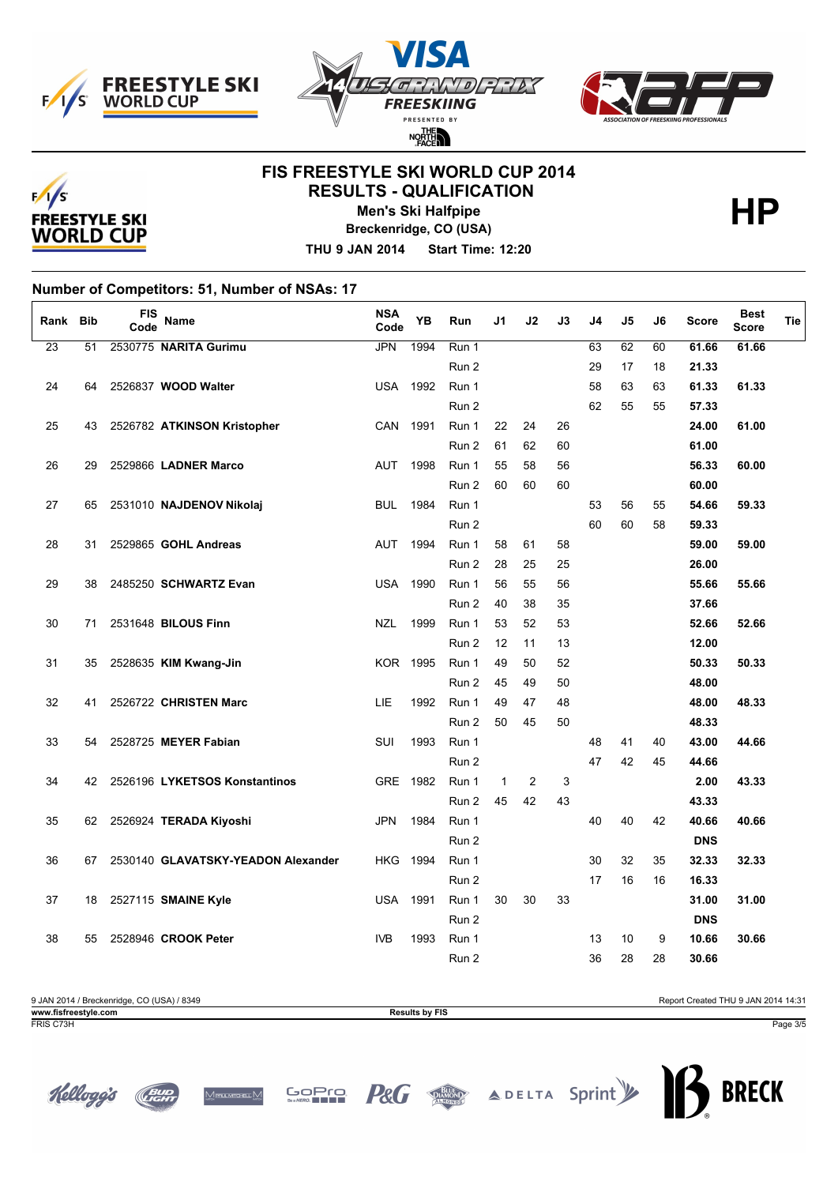# FIS FREESTYLE SKI WORLD CUP 2014

## RESULTS - QUALIFICATION

**Men's Ski Halfpipe**

**Breckenridge, CO (USA)**

**THU 9 JAN 2014 Start Time: 12:20**

**HP**

### Number of Competitors: 51, Number of NSAs: 17

| Rank | Bib | FIS Code | Name | NSA Code | YB | Run | J1 | J2 | J3 | J4 | J5 | J6 | Score | Best Score | Tie |
|---|---|---|---|---|---|---|---|---|---|---|---|---|---|---|---|
| 23 | 51 | 2530775 | **NARITA Gurimu** | JPN | 1994 | Run 1 | | | | 63 | 62 | 60 | **61.66** | **61.66** | |
| | | | | | | Run 2 | | | | 29 | 17 | 18 | **21.33** | | |
| 24 | 64 | 2526837 | **WOOD Walter** | USA | 1992 | Run 1 | | | | 58 | 63 | 63 | **61.33** | **61.33** | |
| | | | | | | Run 2 | | | | 62 | 55 | 55 | **57.33** | | |
| 25 | 43 | 2526782 | **ATKINSON Kristopher** | CAN | 1991 | Run 1 | 22 | 24 | 26 | | | | **24.00** | **61.00** | |
| | | | | | | Run 2 | 61 | 62 | 60 | | | | **61.00** | | |
| 26 | 29 | 2529866 | **LADNER Marco** | AUT | 1998 | Run 1 | 55 | 58 | 56 | | | | **56.33** | **60.00** | |
| | | | | | | Run 2 | 60 | 60 | 60 | | | | **60.00** | | |
| 27 | 65 | 2531010 | **NAJDENOV Nikolaj** | BUL | 1984 | Run 1 | | | | 53 | 56 | 55 | **54.66** | **59.33** | |
| | | | | | | Run 2 | | | | 60 | 60 | 58 | **59.33** | | |
| 28 | 31 | 2529865 | **GOHL Andreas** | AUT | 1994 | Run 1 | 58 | 61 | 58 | | | | **59.00** | **59.00** | |
| | | | | | | Run 2 | 28 | 25 | 25 | | | | **26.00** | | |
| 29 | 38 | 2485250 | **SCHWARTZ Evan** | USA | 1990 | Run 1 | 56 | 55 | 56 | | | | **55.66** | **55.66** | |
| | | | | | | Run 2 | 40 | 38 | 35 | | | | **37.66** | | |
| 30 | 71 | 2531648 | **BILOUS Finn** | NZL | 1999 | Run 1 | 53 | 52 | 53 | | | | **52.66** | **52.66** | |
| | | | | | | Run 2 | 12 | 11 | 13 | | | | **12.00** | | |
| 31 | 35 | 2528635 | **KIM Kwang-Jin** | KOR | 1995 | Run 1 | 49 | 50 | 52 | | | | **50.33** | **50.33** | |
| | | | | | | Run 2 | 45 | 49 | 50 | | | | **48.00** | | |
| 32 | 41 | 2526722 | **CHRISTEN Marc** | LIE | 1992 | Run 1 | 49 | 47 | 48 | | | | **48.00** | **48.33** | |
| | | | | | | Run 2 | 50 | 45 | 50 | | | | **48.33** | | |
| 33 | 54 | 2528725 | **MEYER Fabian** | SUI | 1993 | Run 1 | | | | 48 | 41 | 40 | **43.00** | **44.66** | |
| | | | | | | Run 2 | | | | 47 | 42 | 45 | **44.66** | | |
| 34 | 42 | 2526196 | **LYKETSOS Konstantinos** | GRE | 1982 | Run 1 | 1 | 2 | 3 | | | | **2.00** | **43.33** | |
| | | | | | | Run 2 | 45 | 42 | 43 | | | | **43.33** | | |
| 35 | 62 | 2526924 | **TERADA Kiyoshi** | JPN | 1984 | Run 1 | | | | 40 | 40 | 42 | **40.66** | **40.66** | |
| | | | | | | Run 2 | | | | | | | **DNS** | | |
| 36 | 67 | 2530140 | **GLAVATSKY-YEADON Alexander** | HKG | 1994 | Run 1 | | | | 30 | 32 | 35 | **32.33** | **32.33** | |
| | | | | | | Run 2 | | | | 17 | 16 | 16 | **16.33** | | |
| 37 | 18 | 2527115 | **SMAINE Kyle** | USA | 1991 | Run 1 | 30 | 30 | 33 | | | | **31.00** | **31.00** | |
| | | | | | | Run 2 | | | | | | | **DNS** | | |
| 38 | 55 | 2528946 | **CROOK Peter** | IVB | 1993 | Run 1 | | | | 13 | 10 | 9 | **10.66** | **30.66** | |
| | | | | | | Run 2 | | | | 36 | 28 | 28 | **30.66** | | |

9 JAN 2014 / Breckenridge, CO (USA) / 8349

Report Created THU 9 JAN 2014 14:31

www.fisfreestyle.com

Results by FIS

FRIS C73H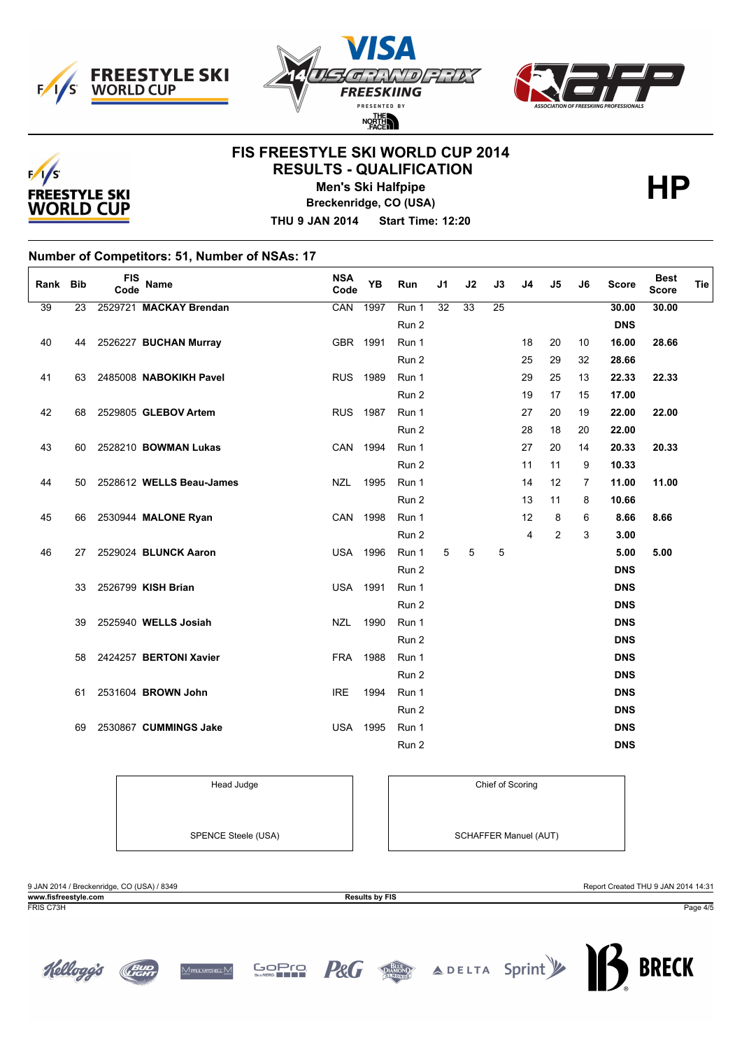# FIS FREESTYLE SKI WORLD CUP 2014

## RESULTS - QUALIFICATION

### Men's Ski Halfpipe

**Breckenridge, CO (USA)**

**THU 9 JAN 2014 Start Time: 12:20**

**HP**

### Number of Competitors: 51, Number of NSAs: 17

| Rank | Bib | FIS Code | Name | NSA Code | YB | Run | J1 | J2 | J3 | J4 | J5 | J6 | Score | Best Score | Tie |
|---|---|---|---|---|---|---|---|---|---|---|---|---|---|---|---|
| 39 | 23 | 2529721 | **MACKAY Brendan** | CAN | 1997 | Run 1 | 32 | 33 | 25 | | | | **30.00** | **30.00** | |
| | | | | | | Run 2 | | | | | | | **DNS** | | |
| 40 | 44 | 2526227 | **BUCHAN Murray** | GBR | 1991 | Run 1 | | | | 18 | 20 | 10 | **16.00** | **28.66** | |
| | | | | | | Run 2 | | | | 25 | 29 | 32 | **28.66** | | |
| 41 | 63 | 2485008 | **NABOKIKH Pavel** | RUS | 1989 | Run 1 | | | | 29 | 25 | 13 | **22.33** | **22.33** | |
| | | | | | | Run 2 | | | | 19 | 17 | 15 | **17.00** | | |
| 42 | 68 | 2529805 | **GLEBOV Artem** | RUS | 1987 | Run 1 | | | | 27 | 20 | 19 | **22.00** | **22.00** | |
| | | | | | | Run 2 | | | | 28 | 18 | 20 | **22.00** | | |
| 43 | 60 | 2528210 | **BOWMAN Lukas** | CAN | 1994 | Run 1 | | | | 27 | 20 | 14 | **20.33** | **20.33** | |
| | | | | | | Run 2 | | | | 11 | 11 | 9 | **10.33** | | |
| 44 | 50 | 2528612 | **WELLS Beau-James** | NZL | 1995 | Run 1 | | | | 14 | 12 | 7 | **11.00** | **11.00** | |
| | | | | | | Run 2 | | | | 13 | 11 | 8 | **10.66** | | |
| 45 | 66 | 2530944 | **MALONE Ryan** | CAN | 1998 | Run 1 | | | | 12 | 8 | 6 | **8.66** | **8.66** | |
| | | | | | | Run 2 | | | | 4 | 2 | 3 | **3.00** | | |
| 46 | 27 | 2529024 | **BLUNCK Aaron** | USA | 1996 | Run 1 | 5 | 5 | 5 | | | | **5.00** | **5.00** | |
| | | | | | | Run 2 | | | | | | | **DNS** | | |
| | 33 | 2526799 | **KISH Brian** | USA | 1991 | Run 1 | | | | | | | **DNS** | | |
| | | | | | | Run 2 | | | | | | | **DNS** | | |
| | 39 | 2525940 | **WELLS Josiah** | NZL | 1990 | Run 1 | | | | | | | **DNS** | | |
| | | | | | | Run 2 | | | | | | | **DNS** | | |
| | 58 | 2424257 | **BERTONI Xavier** | FRA | 1988 | Run 1 | | | | | | | **DNS** | | |
| | | | | | | Run 2 | | | | | | | **DNS** | | |
| | 61 | 2531604 | **BROWN John** | IRE | 1994 | Run 1 | | | | | | | **DNS** | | |
| | | | | | | Run 2 | | | | | | | **DNS** | | |
| | 69 | 2530867 | **CUMMINGS Jake** | USA | 1995 | Run 1 | | | | | | | **DNS** | | |
| | | | | | | Run 2 | | | | | | | **DNS** | | |

| Head Judge | Chief of Scoring |
|---|---|
| SPENCE Steele (USA) | SCHAFFER Manuel (AUT) |

9 JAN 2014 / Breckenridge, CO (USA) / 8349 — Report Created THU 9 JAN 2014 14:31

**www.fisfreestyle.com** — **Results by FIS**

FRIS C73H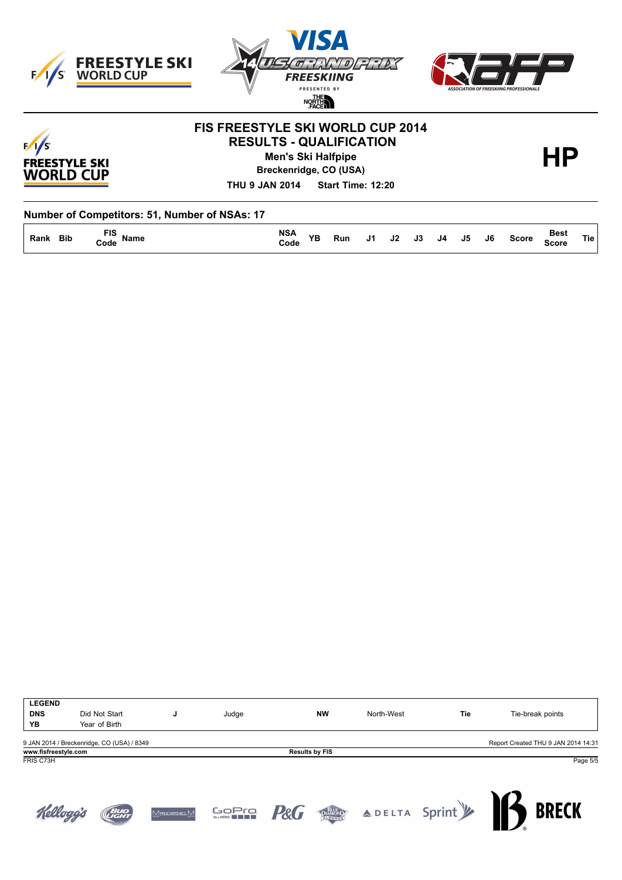# FIS FREESTYLE SKI WORLD CUP 2014

## RESULTS - QUALIFICATION

**Men's Ski Halfpipe**

**Breckenridge, CO (USA)**

**THU 9 JAN 2014 Start Time: 12:20**

**HP**

**Number of Competitors: 51, Number of NSAs: 17**

| Rank | Bib | FIS Code | Name | NSA Code | YB | Run | J1 | J2 | J3 | J4 | J5 | J6 | Score | Best Score | Tie |
|---|---|---|---|---|---|---|---|---|---|---|---|---|---|---|---|

| LEGEND | | | | | | | |
|---|---|---|---|---|---|---|---|
| DNS | Did Not Start | J | Judge | NW | North-West | Tie | Tie-break points |
| YB | Year of Birth | | | | | | |

9 JAN 2014 / Breckenridge, CO (USA) / 8349

Report Created THU 9 JAN 2014 14:31

www.fisfreestyle.com

Results by FIS

FRIS C73H